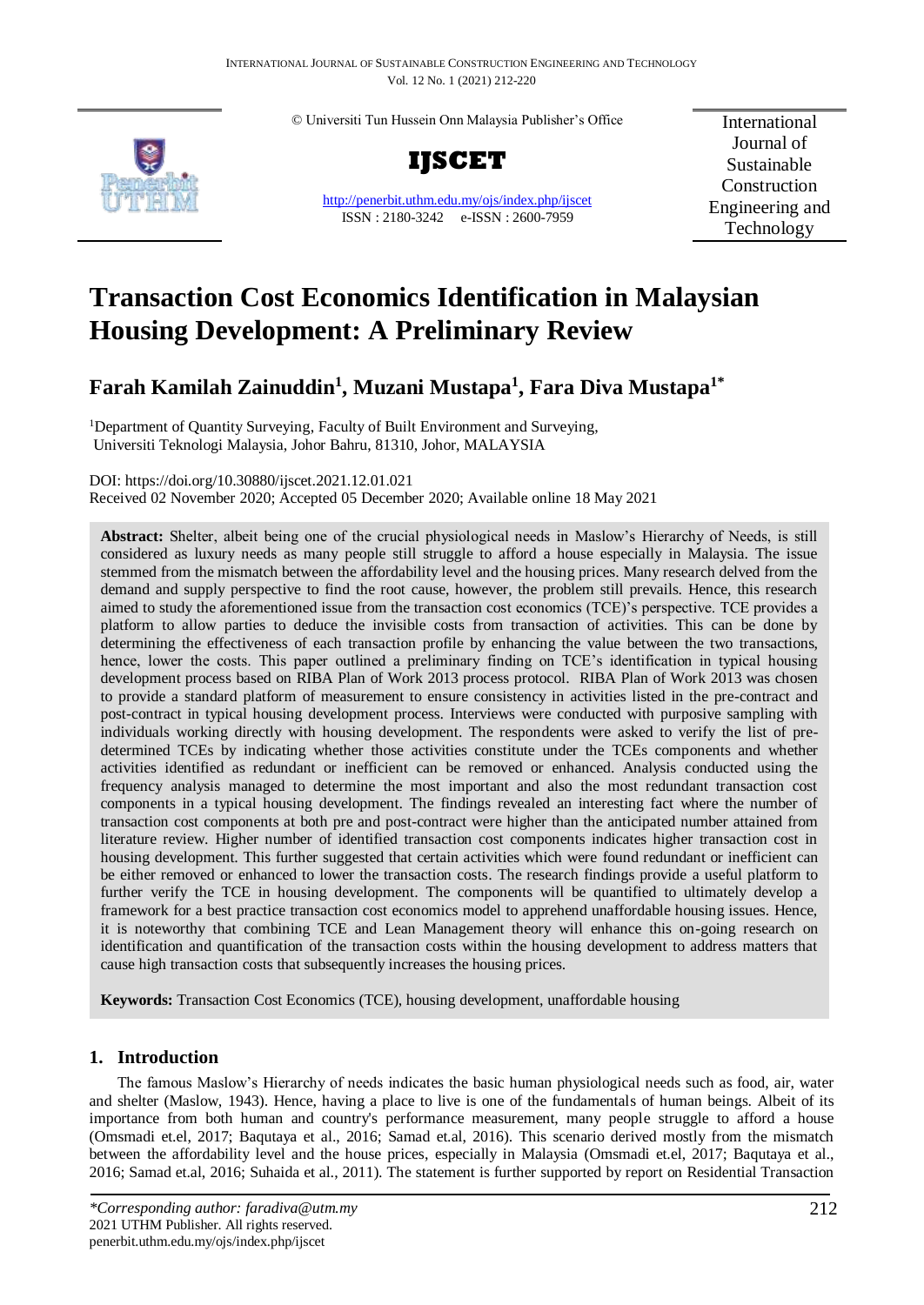© Universiti Tun Hussein Onn Malaysia Publisher's Office

**IJSCET**

http://penerbit.uthm.edu.my/ojs/index.php/ijscet
ISSN : 2180-3242 e-ISSN : 2600-7959

International Journal of Sustainable Construction Engineering and Technology

# Transaction Cost Economics Identification in Malaysian Housing Development: A Preliminary Review

**Farah Kamilah Zainuddin[1], Muzani Mustapa[1], Fara Diva Mustapa[1*]**

[1]Department of Quantity Surveying, Faculty of Built Environment and Surveying, Universiti Teknologi Malaysia, Johor Bahru, 81310, Johor, MALAYSIA

DOI: https://doi.org/10.30880/ijscet.2021.12.01.021
Received 02 November 2020; Accepted 05 December 2020; Available online 18 May 2021

**Abstract:** Shelter, albeit being one of the crucial physiological needs in Maslow's Hierarchy of Needs, is still considered as luxury needs as many people still struggle to afford a house especially in Malaysia. The issue stemmed from the mismatch between the affordability level and the housing prices. Many research delved from the demand and supply perspective to find the root cause, however, the problem still prevails. Hence, this research aimed to study the aforementioned issue from the transaction cost economics (TCE)'s perspective. TCE provides a platform to allow parties to deduce the invisible costs from transaction of activities. This can be done by determining the effectiveness of each transaction profile by enhancing the value between the two transactions, hence, lower the costs. This paper outlined a preliminary finding on TCE's identification in typical housing development process based on RIBA Plan of Work 2013 process protocol. RIBA Plan of Work 2013 was chosen to provide a standard platform of measurement to ensure consistency in activities listed in the pre-contract and post-contract in typical housing development process. Interviews were conducted with purposive sampling with individuals working directly with housing development. The respondents were asked to verify the list of pre-determined TCEs by indicating whether those activities constitute under the TCEs components and whether activities identified as redundant or inefficient can be removed or enhanced. Analysis conducted using the frequency analysis managed to determine the most important and also the most redundant transaction cost components in a typical housing development. The findings revealed an interesting fact where the number of transaction cost components at both pre and post-contract were higher than the anticipated number attained from literature review. Higher number of identified transaction cost components indicates higher transaction cost in housing development. This further suggested that certain activities which were found redundant or inefficient can be either removed or enhanced to lower the transaction costs. The research findings provide a useful platform to further verify the TCE in housing development. The components will be quantified to ultimately develop a framework for a best practice transaction cost economics model to apprehend unaffordable housing issues. Hence, it is noteworthy that combining TCE and Lean Management theory will enhance this on-going research on identification and quantification of the transaction costs within the housing development to address matters that cause high transaction costs that subsequently increases the housing prices.

**Keywords:** Transaction Cost Economics (TCE), housing development, unaffordable housing

## 1. Introduction

The famous Maslow's Hierarchy of needs indicates the basic human physiological needs such as food, air, water and shelter (Maslow, 1943). Hence, having a place to live is one of the fundamentals of human beings. Albeit of its importance from both human and country's performance measurement, many people struggle to afford a house (Omsmadi et.el, 2017; Baqutaya et al., 2016; Samad et.al, 2016). This scenario derived mostly from the mismatch between the affordability level and the house prices, especially in Malaysia (Omsmadi et.el, 2017; Baqutaya et al., 2016; Samad et.al, 2016; Suhaida et al., 2011). The statement is further supported by report on Residential Transaction

*Corresponding author: faradiva@utm.my
2021 UTHM Publisher. All rights reserved.
penerbit.uthm.edu.my/ojs/index.php/ijscet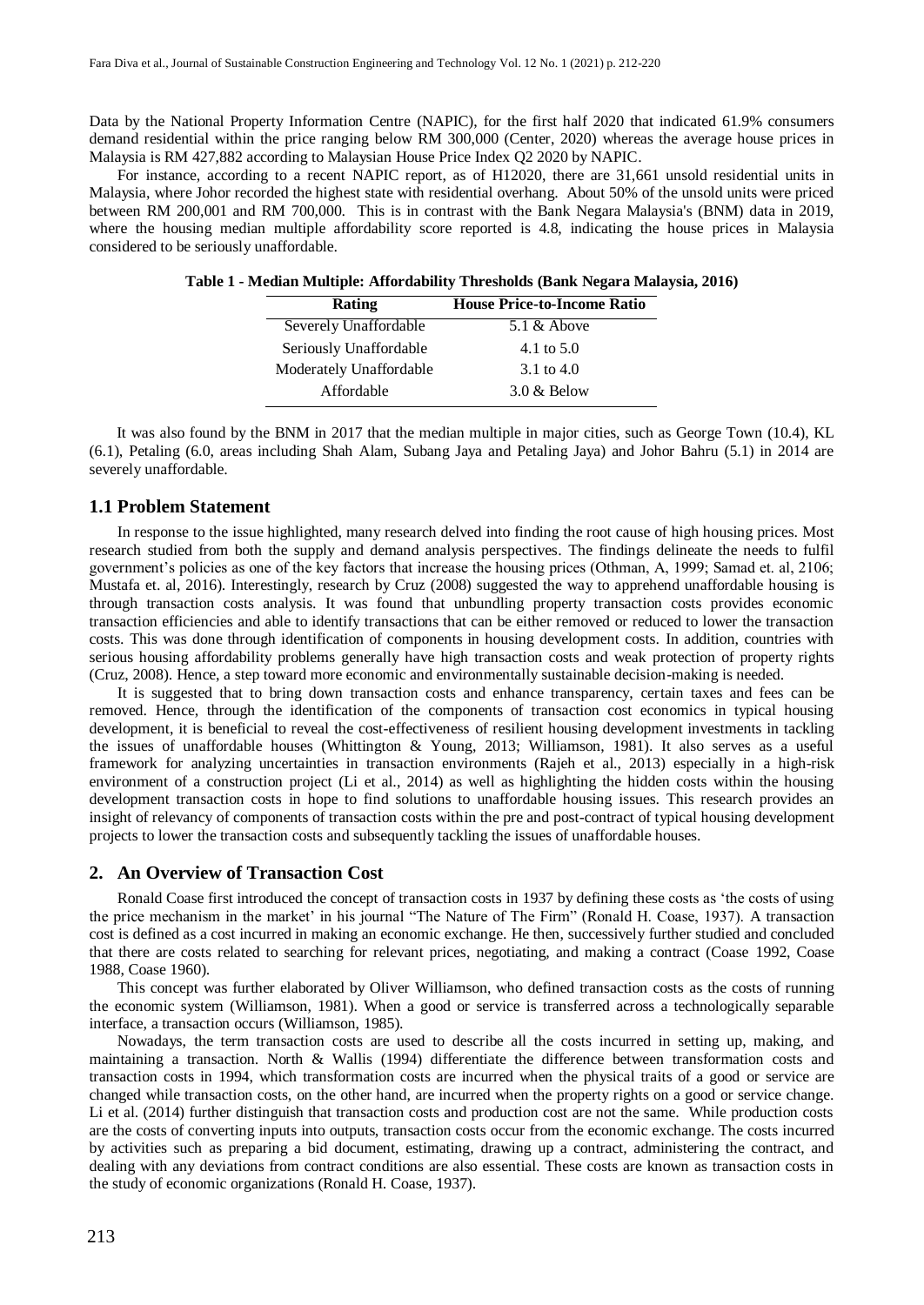Data by the National Property Information Centre (NAPIC), for the first half 2020 that indicated 61.9% consumers demand residential within the price ranging below RM 300,000 (Center, 2020) whereas the average house prices in Malaysia is RM 427,882 according to Malaysian House Price Index Q2 2020 by NAPIC.

For instance, according to a recent NAPIC report, as of H12020, there are 31,661 unsold residential units in Malaysia, where Johor recorded the highest state with residential overhang. About 50% of the unsold units were priced between RM 200,001 and RM 700,000. This is in contrast with the Bank Negara Malaysia's (BNM) data in 2019, where the housing median multiple affordability score reported is 4.8, indicating the house prices in Malaysia considered to be seriously unaffordable.

**Table 1 - Median Multiple: Affordability Thresholds (Bank Negara Malaysia, 2016)**

| Rating | House Price-to-Income Ratio |
|---|---|
| Severely Unaffordable | 5.1 & Above |
| Seriously Unaffordable | 4.1 to 5.0 |
| Moderately Unaffordable | 3.1 to 4.0 |
| Affordable | 3.0 & Below |

It was also found by the BNM in 2017 that the median multiple in major cities, such as George Town (10.4), KL (6.1), Petaling (6.0, areas including Shah Alam, Subang Jaya and Petaling Jaya) and Johor Bahru (5.1) in 2014 are severely unaffordable.

### 1.1 Problem Statement

In response to the issue highlighted, many research delved into finding the root cause of high housing prices. Most research studied from both the supply and demand analysis perspectives. The findings delineate the needs to fulfil government's policies as one of the key factors that increase the housing prices (Othman, A, 1999; Samad et. al, 2106; Mustafa et. al, 2016). Interestingly, research by Cruz (2008) suggested the way to apprehend unaffordable housing is through transaction costs analysis. It was found that unbundling property transaction costs provides economic transaction efficiencies and able to identify transactions that can be either removed or reduced to lower the transaction costs. This was done through identification of components in housing development costs. In addition, countries with serious housing affordability problems generally have high transaction costs and weak protection of property rights (Cruz, 2008). Hence, a step toward more economic and environmentally sustainable decision-making is needed.

It is suggested that to bring down transaction costs and enhance transparency, certain taxes and fees can be removed. Hence, through the identification of the components of transaction cost economics in typical housing development, it is beneficial to reveal the cost-effectiveness of resilient housing development investments in tackling the issues of unaffordable houses (Whittington & Young, 2013; Williamson, 1981). It also serves as a useful framework for analyzing uncertainties in transaction environments (Rajeh et al., 2013) especially in a high-risk environment of a construction project (Li et al., 2014) as well as highlighting the hidden costs within the housing development transaction costs in hope to find solutions to unaffordable housing issues. This research provides an insight of relevancy of components of transaction costs within the pre and post-contract of typical housing development projects to lower the transaction costs and subsequently tackling the issues of unaffordable houses.

## 2. An Overview of Transaction Cost

Ronald Coase first introduced the concept of transaction costs in 1937 by defining these costs as 'the costs of using the price mechanism in the market' in his journal "The Nature of The Firm" (Ronald H. Coase, 1937). A transaction cost is defined as a cost incurred in making an economic exchange. He then, successively further studied and concluded that there are costs related to searching for relevant prices, negotiating, and making a contract (Coase 1992, Coase 1988, Coase 1960).

This concept was further elaborated by Oliver Williamson, who defined transaction costs as the costs of running the economic system (Williamson, 1981). When a good or service is transferred across a technologically separable interface, a transaction occurs (Williamson, 1985).

Nowadays, the term transaction costs are used to describe all the costs incurred in setting up, making, and maintaining a transaction. North & Wallis (1994) differentiate the difference between transformation costs and transaction costs in 1994, which transformation costs are incurred when the physical traits of a good or service are changed while transaction costs, on the other hand, are incurred when the property rights on a good or service change. Li et al. (2014) further distinguish that transaction costs and production cost are not the same. While production costs are the costs of converting inputs into outputs, transaction costs occur from the economic exchange. The costs incurred by activities such as preparing a bid document, estimating, drawing up a contract, administering the contract, and dealing with any deviations from contract conditions are also essential. These costs are known as transaction costs in the study of economic organizations (Ronald H. Coase, 1937).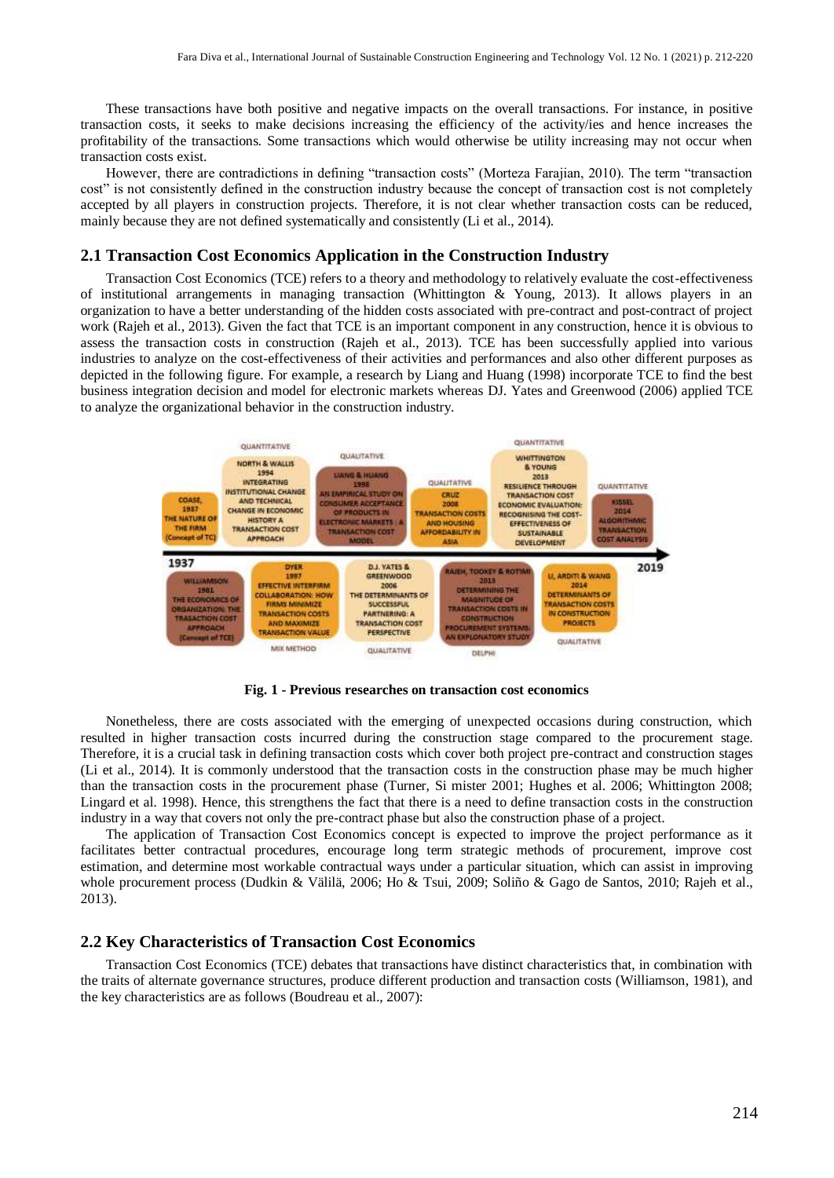These transactions have both positive and negative impacts on the overall transactions. For instance, in positive transaction costs, it seeks to make decisions increasing the efficiency of the activity/ies and hence increases the profitability of the transactions. Some transactions which would otherwise be utility increasing may not occur when transaction costs exist.

However, there are contradictions in defining "transaction costs" (Morteza Farajian, 2010). The term "transaction cost" is not consistently defined in the construction industry because the concept of transaction cost is not completely accepted by all players in construction projects. Therefore, it is not clear whether transaction costs can be reduced, mainly because they are not defined systematically and consistently (Li et al., 2014).

## 2.1 Transaction Cost Economics Application in the Construction Industry

Transaction Cost Economics (TCE) refers to a theory and methodology to relatively evaluate the cost-effectiveness of institutional arrangements in managing transaction (Whittington & Young, 2013). It allows players in an organization to have a better understanding of the hidden costs associated with pre-contract and post-contract of project work (Rajeh et al., 2013). Given the fact that TCE is an important component in any construction, hence it is obvious to assess the transaction costs in construction (Rajeh et al., 2013). TCE has been successfully applied into various industries to analyze on the cost-effectiveness of their activities and performances and also other different purposes as depicted in the following figure. For example, a research by Liang and Huang (1998) incorporate TCE to find the best business integration decision and model for electronic markets whereas DJ. Yates and Greenwood (2006) applied TCE to analyze the organizational behavior in the construction industry.

**Fig. 1 - Previous researches on transaction cost economics**

Nonetheless, there are costs associated with the emerging of unexpected occasions during construction, which resulted in higher transaction costs incurred during the construction stage compared to the procurement stage. Therefore, it is a crucial task in defining transaction costs which cover both project pre-contract and construction stages (Li et al., 2014). It is commonly understood that the transaction costs in the construction phase may be much higher than the transaction costs in the procurement phase (Turner, Si mister 2001; Hughes et al. 2006; Whittington 2008; Lingard et al. 1998). Hence, this strengthens the fact that there is a need to define transaction costs in the construction industry in a way that covers not only the pre-contract phase but also the construction phase of a project.

The application of Transaction Cost Economics concept is expected to improve the project performance as it facilitates better contractual procedures, encourage long term strategic methods of procurement, improve cost estimation, and determine most workable contractual ways under a particular situation, which can assist in improving whole procurement process (Dudkin & Välilä, 2006; Ho & Tsui, 2009; Soliño & Gago de Santos, 2010; Rajeh et al., 2013).

## 2.2 Key Characteristics of Transaction Cost Economics

Transaction Cost Economics (TCE) debates that transactions have distinct characteristics that, in combination with the traits of alternate governance structures, produce different production and transaction costs (Williamson, 1981), and the key characteristics are as follows (Boudreau et al., 2007):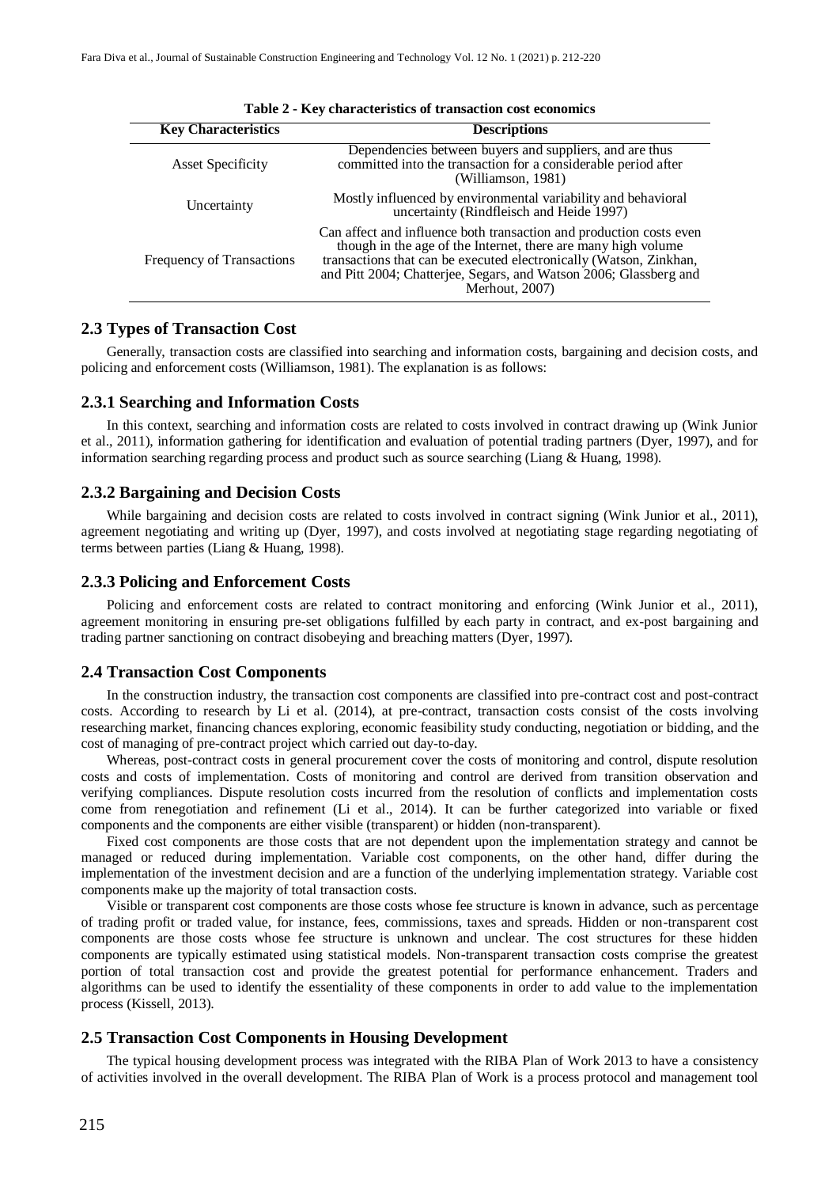**Table 2 - Key characteristics of transaction cost economics**

| Key Characteristics | Descriptions |
| --- | --- |
| Asset Specificity | Dependencies between buyers and suppliers, and are thus committed into the transaction for a considerable period after (Williamson, 1981) |
| Uncertainty | Mostly influenced by environmental variability and behavioral uncertainty (Rindfleisch and Heide 1997) |
| Frequency of Transactions | Can affect and influence both transaction and production costs even though in the age of the Internet, there are many high volume transactions that can be executed electronically (Watson, Zinkhan, and Pitt 2004; Chatterjee, Segars, and Watson 2006; Glassberg and Merhout, 2007) |

## 2.3 Types of Transaction Cost

Generally, transaction costs are classified into searching and information costs, bargaining and decision costs, and policing and enforcement costs (Williamson, 1981). The explanation is as follows:

### 2.3.1 Searching and Information Costs

In this context, searching and information costs are related to costs involved in contract drawing up (Wink Junior et al., 2011), information gathering for identification and evaluation of potential trading partners (Dyer, 1997), and for information searching regarding process and product such as source searching (Liang & Huang, 1998).

### 2.3.2 Bargaining and Decision Costs

While bargaining and decision costs are related to costs involved in contract signing (Wink Junior et al., 2011), agreement negotiating and writing up (Dyer, 1997), and costs involved at negotiating stage regarding negotiating of terms between parties (Liang & Huang, 1998).

### 2.3.3 Policing and Enforcement Costs

Policing and enforcement costs are related to contract monitoring and enforcing (Wink Junior et al., 2011), agreement monitoring in ensuring pre-set obligations fulfilled by each party in contract, and ex-post bargaining and trading partner sanctioning on contract disobeying and breaching matters (Dyer, 1997).

## 2.4 Transaction Cost Components

In the construction industry, the transaction cost components are classified into pre-contract cost and post-contract costs. According to research by Li et al. (2014), at pre-contract, transaction costs consist of the costs involving researching market, financing chances exploring, economic feasibility study conducting, negotiation or bidding, and the cost of managing of pre-contract project which carried out day-to-day.

Whereas, post-contract costs in general procurement cover the costs of monitoring and control, dispute resolution costs and costs of implementation. Costs of monitoring and control are derived from transition observation and verifying compliances. Dispute resolution costs incurred from the resolution of conflicts and implementation costs come from renegotiation and refinement (Li et al., 2014). It can be further categorized into variable or fixed components and the components are either visible (transparent) or hidden (non-transparent).

Fixed cost components are those costs that are not dependent upon the implementation strategy and cannot be managed or reduced during implementation. Variable cost components, on the other hand, differ during the implementation of the investment decision and are a function of the underlying implementation strategy. Variable cost components make up the majority of total transaction costs.

Visible or transparent cost components are those costs whose fee structure is known in advance, such as percentage of trading profit or traded value, for instance, fees, commissions, taxes and spreads. Hidden or non-transparent cost components are those costs whose fee structure is unknown and unclear. The cost structures for these hidden components are typically estimated using statistical models. Non-transparent transaction costs comprise the greatest portion of total transaction cost and provide the greatest potential for performance enhancement. Traders and algorithms can be used to identify the essentiality of these components in order to add value to the implementation process (Kissell, 2013).

## 2.5 Transaction Cost Components in Housing Development

The typical housing development process was integrated with the RIBA Plan of Work 2013 to have a consistency of activities involved in the overall development. The RIBA Plan of Work is a process protocol and management tool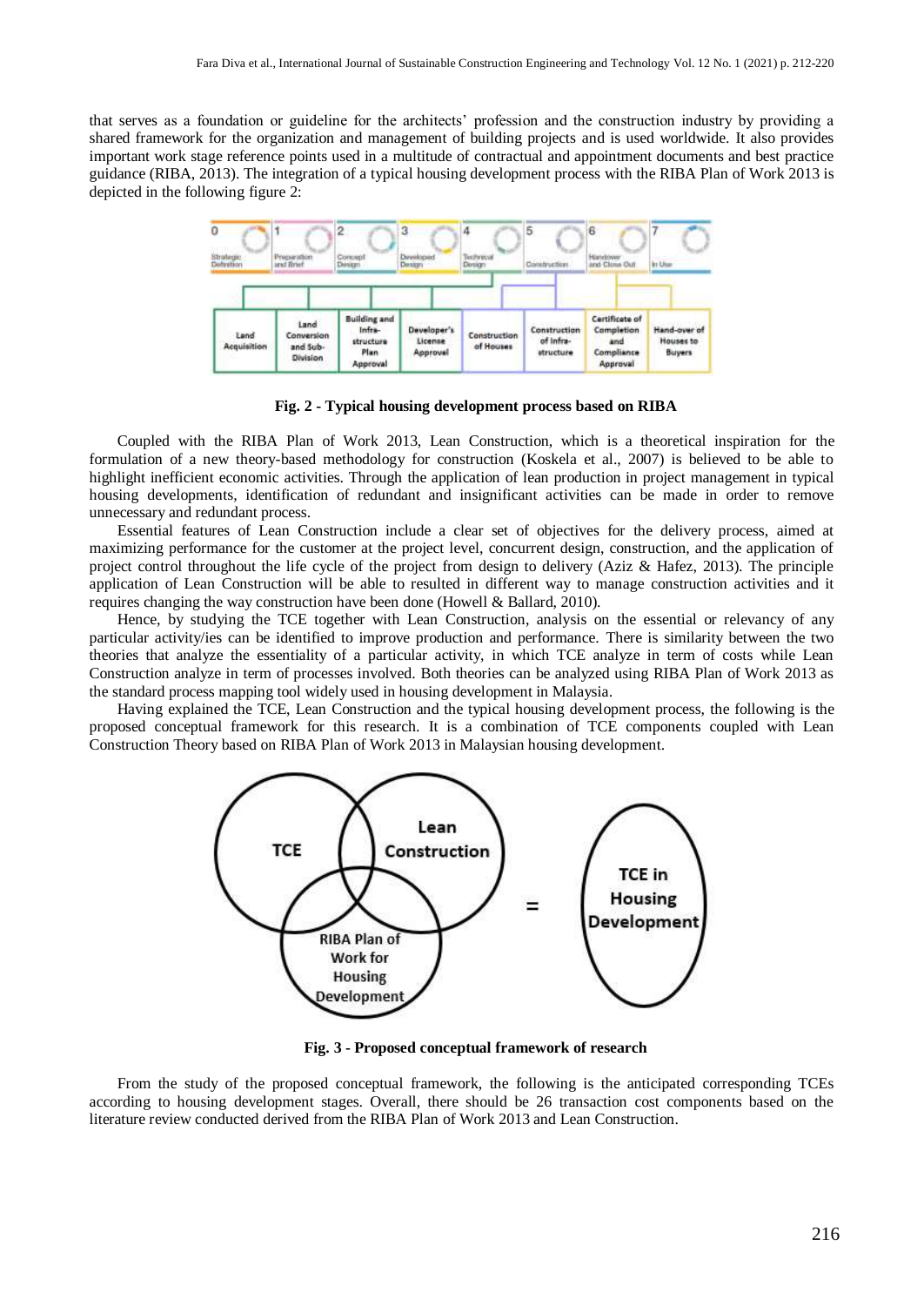that serves as a foundation or guideline for the architects' profession and the construction industry by providing a shared framework for the organization and management of building projects and is used worldwide. It also provides important work stage reference points used in a multitude of contractual and appointment documents and best practice guidance (RIBA, 2013). The integration of a typical housing development process with the RIBA Plan of Work 2013 is depicted in the following figure 2:

**Fig. 2 - Typical housing development process based on RIBA**

Coupled with the RIBA Plan of Work 2013, Lean Construction, which is a theoretical inspiration for the formulation of a new theory-based methodology for construction (Koskela et al., 2007) is believed to be able to highlight inefficient economic activities. Through the application of lean production in project management in typical housing developments, identification of redundant and insignificant activities can be made in order to remove unnecessary and redundant process.

Essential features of Lean Construction include a clear set of objectives for the delivery process, aimed at maximizing performance for the customer at the project level, concurrent design, construction, and the application of project control throughout the life cycle of the project from design to delivery (Aziz & Hafez, 2013). The principle application of Lean Construction will be able to resulted in different way to manage construction activities and it requires changing the way construction have been done (Howell & Ballard, 2010).

Hence, by studying the TCE together with Lean Construction, analysis on the essential or relevancy of any particular activity/ies can be identified to improve production and performance. There is similarity between the two theories that analyze the essentiality of a particular activity, in which TCE analyze in term of costs while Lean Construction analyze in term of processes involved. Both theories can be analyzed using RIBA Plan of Work 2013 as the standard process mapping tool widely used in housing development in Malaysia.

Having explained the TCE, Lean Construction and the typical housing development process, the following is the proposed conceptual framework for this research. It is a combination of TCE components coupled with Lean Construction Theory based on RIBA Plan of Work 2013 in Malaysian housing development.

**Fig. 3 - Proposed conceptual framework of research**

From the study of the proposed conceptual framework, the following is the anticipated corresponding TCEs according to housing development stages. Overall, there should be 26 transaction cost components based on the literature review conducted derived from the RIBA Plan of Work 2013 and Lean Construction.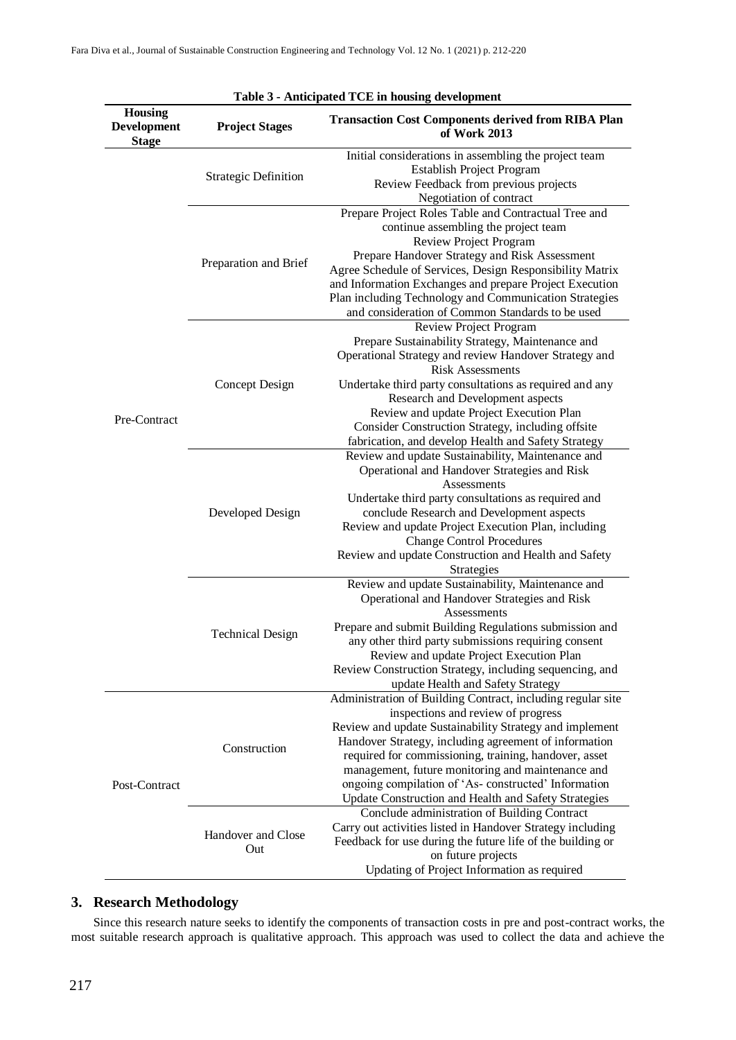**Table 3 - Anticipated TCE in housing development**

| Housing Development Stage | Project Stages | Transaction Cost Components derived from RIBA Plan of Work 2013 |
|---|---|---|
| Pre-Contract | Strategic Definition | Initial considerations in assembling the project team<br>Establish Project Program<br>Review Feedback from previous projects<br>Negotiation of contract |
| | Preparation and Brief | Prepare Project Roles Table and Contractual Tree and continue assembling the project team<br>Review Project Program<br>Prepare Handover Strategy and Risk Assessment<br>Agree Schedule of Services, Design Responsibility Matrix and Information Exchanges and prepare Project Execution Plan including Technology and Communication Strategies and consideration of Common Standards to be used |
| | Concept Design | Review Project Program<br>Prepare Sustainability Strategy, Maintenance and Operational Strategy and review Handover Strategy and Risk Assessments<br>Undertake third party consultations as required and any Research and Development aspects<br>Review and update Project Execution Plan<br>Consider Construction Strategy, including offsite fabrication, and develop Health and Safety Strategy |
| | Developed Design | Review and update Sustainability, Maintenance and Operational and Handover Strategies and Risk Assessments<br>Undertake third party consultations as required and conclude Research and Development aspects<br>Review and update Project Execution Plan, including Change Control Procedures<br>Review and update Construction and Health and Safety Strategies |
| | Technical Design | Review and update Sustainability, Maintenance and Operational and Handover Strategies and Risk Assessments<br>Prepare and submit Building Regulations submission and any other third party submissions requiring consent<br>Review and update Project Execution Plan<br>Review Construction Strategy, including sequencing, and update Health and Safety Strategy |
| Post-Contract | Construction | Administration of Building Contract, including regular site inspections and review of progress<br>Review and update Sustainability Strategy and implement Handover Strategy, including agreement of information required for commissioning, training, handover, asset management, future monitoring and maintenance and ongoing compilation of 'As- constructed' Information<br>Update Construction and Health and Safety Strategies |
| | Handover and Close Out | Conclude administration of Building Contract<br>Carry out activities listed in Handover Strategy including Feedback for use during the future life of the building or on future projects<br>Updating of Project Information as required |

## 3. Research Methodology

Since this research nature seeks to identify the components of transaction costs in pre and post-contract works, the most suitable research approach is qualitative approach. This approach was used to collect the data and achieve the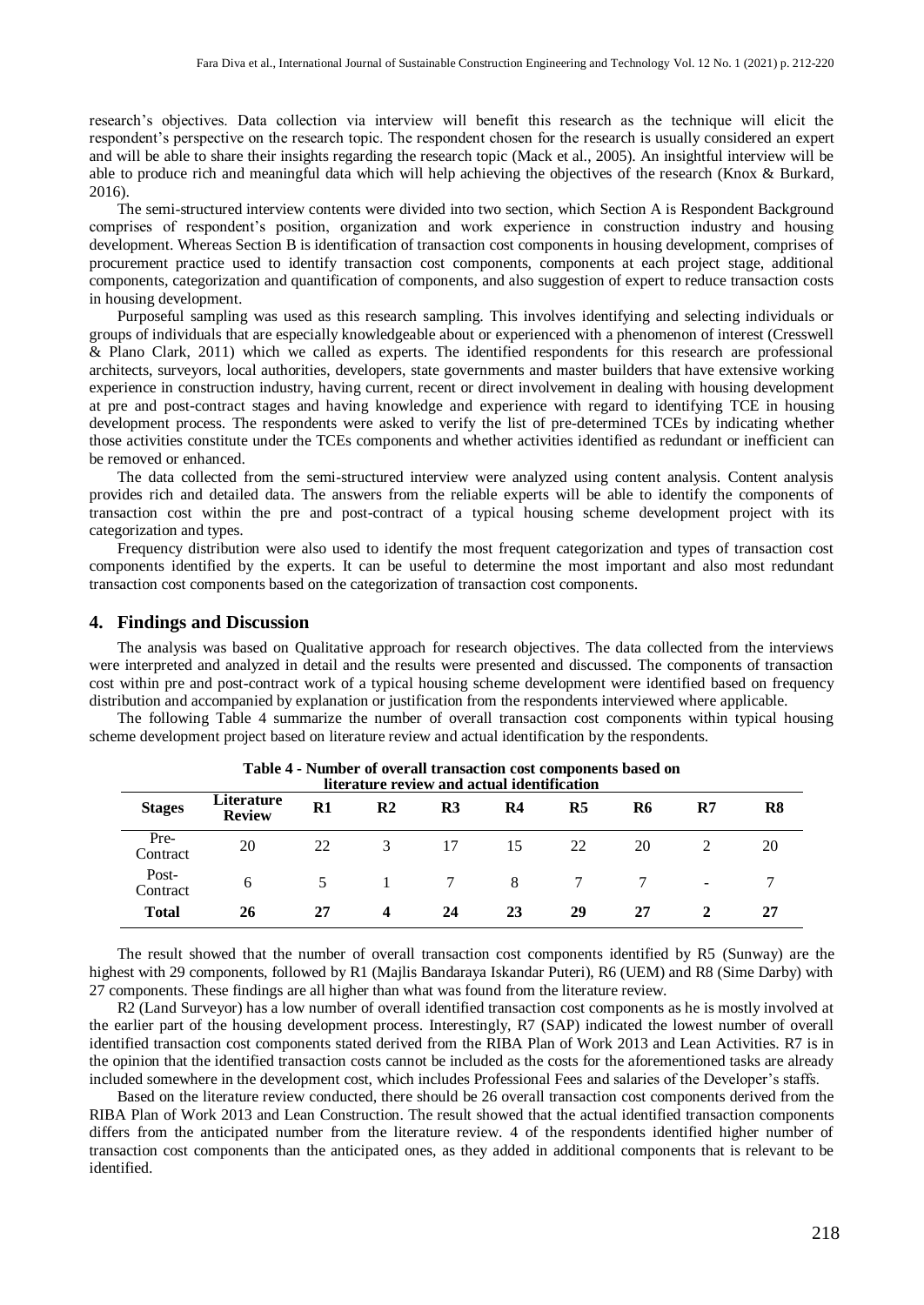research's objectives. Data collection via interview will benefit this research as the technique will elicit the respondent's perspective on the research topic. The respondent chosen for the research is usually considered an expert and will be able to share their insights regarding the research topic (Mack et al., 2005). An insightful interview will be able to produce rich and meaningful data which will help achieving the objectives of the research (Knox & Burkard, 2016).

The semi-structured interview contents were divided into two section, which Section A is Respondent Background comprises of respondent's position, organization and work experience in construction industry and housing development. Whereas Section B is identification of transaction cost components in housing development, comprises of procurement practice used to identify transaction cost components, components at each project stage, additional components, categorization and quantification of components, and also suggestion of expert to reduce transaction costs in housing development.

Purposeful sampling was used as this research sampling. This involves identifying and selecting individuals or groups of individuals that are especially knowledgeable about or experienced with a phenomenon of interest (Cresswell & Plano Clark, 2011) which we called as experts. The identified respondents for this research are professional architects, surveyors, local authorities, developers, state governments and master builders that have extensive working experience in construction industry, having current, recent or direct involvement in dealing with housing development at pre and post-contract stages and having knowledge and experience with regard to identifying TCE in housing development process. The respondents were asked to verify the list of pre-determined TCEs by indicating whether those activities constitute under the TCEs components and whether activities identified as redundant or inefficient can be removed or enhanced.

The data collected from the semi-structured interview were analyzed using content analysis. Content analysis provides rich and detailed data. The answers from the reliable experts will be able to identify the components of transaction cost within the pre and post-contract of a typical housing scheme development project with its categorization and types.

Frequency distribution were also used to identify the most frequent categorization and types of transaction cost components identified by the experts. It can be useful to determine the most important and also most redundant transaction cost components based on the categorization of transaction cost components.

## 4. Findings and Discussion

The analysis was based on Qualitative approach for research objectives. The data collected from the interviews were interpreted and analyzed in detail and the results were presented and discussed. The components of transaction cost within pre and post-contract work of a typical housing scheme development were identified based on frequency distribution and accompanied by explanation or justification from the respondents interviewed where applicable.

The following Table 4 summarize the number of overall transaction cost components within typical housing scheme development project based on literature review and actual identification by the respondents.

**Table 4 - Number of overall transaction cost components based on literature review and actual identification**

| Stages | Literature Review | R1 | R2 | R3 | R4 | R5 | R6 | R7 | R8 |
|---|---|---|---|---|---|---|---|---|---|
| Pre-Contract | 20 | 22 | 3 | 17 | 15 | 22 | 20 | 2 | 20 |
| Post-Contract | 6 | 5 | 1 | 7 | 8 | 7 | 7 | - | 7 |
| **Total** | **26** | **27** | **4** | **24** | **23** | **29** | **27** | **2** | **27** |

The result showed that the number of overall transaction cost components identified by R5 (Sunway) are the highest with 29 components, followed by R1 (Majlis Bandaraya Iskandar Puteri), R6 (UEM) and R8 (Sime Darby) with 27 components. These findings are all higher than what was found from the literature review.

R2 (Land Surveyor) has a low number of overall identified transaction cost components as he is mostly involved at the earlier part of the housing development process. Interestingly, R7 (SAP) indicated the lowest number of overall identified transaction cost components stated derived from the RIBA Plan of Work 2013 and Lean Activities. R7 is in the opinion that the identified transaction costs cannot be included as the costs for the aforementioned tasks are already included somewhere in the development cost, which includes Professional Fees and salaries of the Developer's staffs.

Based on the literature review conducted, there should be 26 overall transaction cost components derived from the RIBA Plan of Work 2013 and Lean Construction. The result showed that the actual identified transaction components differs from the anticipated number from the literature review. 4 of the respondents identified higher number of transaction cost components than the anticipated ones, as they added in additional components that is relevant to be identified.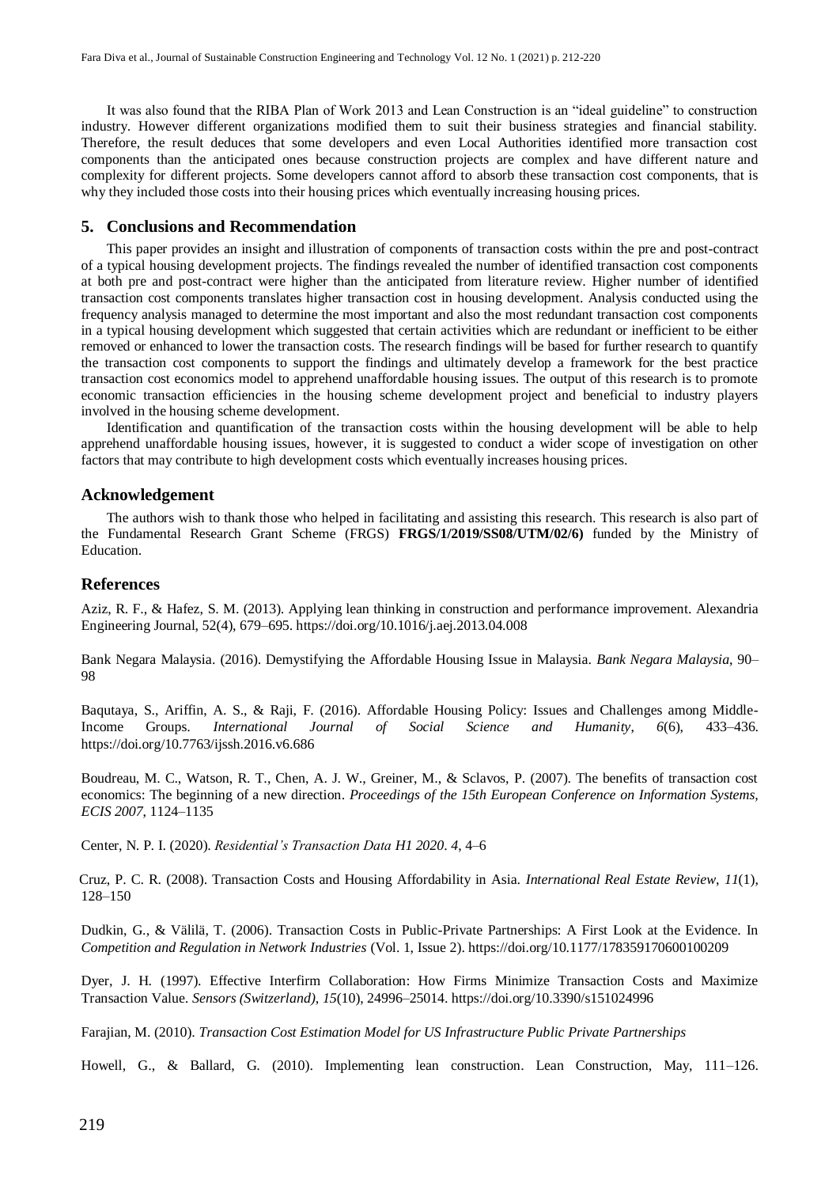It was also found that the RIBA Plan of Work 2013 and Lean Construction is an "ideal guideline" to construction industry. However different organizations modified them to suit their business strategies and financial stability. Therefore, the result deduces that some developers and even Local Authorities identified more transaction cost components than the anticipated ones because construction projects are complex and have different nature and complexity for different projects. Some developers cannot afford to absorb these transaction cost components, that is why they included those costs into their housing prices which eventually increasing housing prices.

## 5. Conclusions and Recommendation

This paper provides an insight and illustration of components of transaction costs within the pre and post-contract of a typical housing development projects. The findings revealed the number of identified transaction cost components at both pre and post-contract were higher than the anticipated from literature review. Higher number of identified transaction cost components translates higher transaction cost in housing development. Analysis conducted using the frequency analysis managed to determine the most important and also the most redundant transaction cost components in a typical housing development which suggested that certain activities which are redundant or inefficient to be either removed or enhanced to lower the transaction costs. The research findings will be based for further research to quantify the transaction cost components to support the findings and ultimately develop a framework for the best practice transaction cost economics model to apprehend unaffordable housing issues. The output of this research is to promote economic transaction efficiencies in the housing scheme development project and beneficial to industry players involved in the housing scheme development.

Identification and quantification of the transaction costs within the housing development will be able to help apprehend unaffordable housing issues, however, it is suggested to conduct a wider scope of investigation on other factors that may contribute to high development costs which eventually increases housing prices.

## Acknowledgement

The authors wish to thank those who helped in facilitating and assisting this research. This research is also part of the Fundamental Research Grant Scheme (FRGS) **FRGS/1/2019/SS08/UTM/02/6)** funded by the Ministry of Education.

## References

Aziz, R. F., & Hafez, S. M. (2013). Applying lean thinking in construction and performance improvement. Alexandria Engineering Journal, 52(4), 679–695. https://doi.org/10.1016/j.aej.2013.04.008

Bank Negara Malaysia. (2016). Demystifying the Affordable Housing Issue in Malaysia. *Bank Negara Malaysia*, 90–98

Baqutaya, S., Ariffin, A. S., & Raji, F. (2016). Affordable Housing Policy: Issues and Challenges among Middle-Income Groups. *International Journal of Social Science and Humanity*, *6*(6), 433–436. https://doi.org/10.7763/ijssh.2016.v6.686

Boudreau, M. C., Watson, R. T., Chen, A. J. W., Greiner, M., & Sclavos, P. (2007). The benefits of transaction cost economics: The beginning of a new direction. *Proceedings of the 15th European Conference on Information Systems, ECIS 2007*, 1124–1135

Center, N. P. I. (2020). *Residential's Transaction Data H1 2020*. *4*, 4–6

Cruz, P. C. R. (2008). Transaction Costs and Housing Affordability in Asia. *International Real Estate Review*, *11*(1), 128–150

Dudkin, G., & Välilä, T. (2006). Transaction Costs in Public-Private Partnerships: A First Look at the Evidence. In *Competition and Regulation in Network Industries* (Vol. 1, Issue 2). https://doi.org/10.1177/178359170600100209

Dyer, J. H. (1997). Effective Interfirm Collaboration: How Firms Minimize Transaction Costs and Maximize Transaction Value. *Sensors (Switzerland)*, *15*(10), 24996–25014. https://doi.org/10.3390/s151024996

Farajian, M. (2010). *Transaction Cost Estimation Model for US Infrastructure Public Private Partnerships*

Howell, G., & Ballard, G. (2010). Implementing lean construction. Lean Construction, May, 111–126.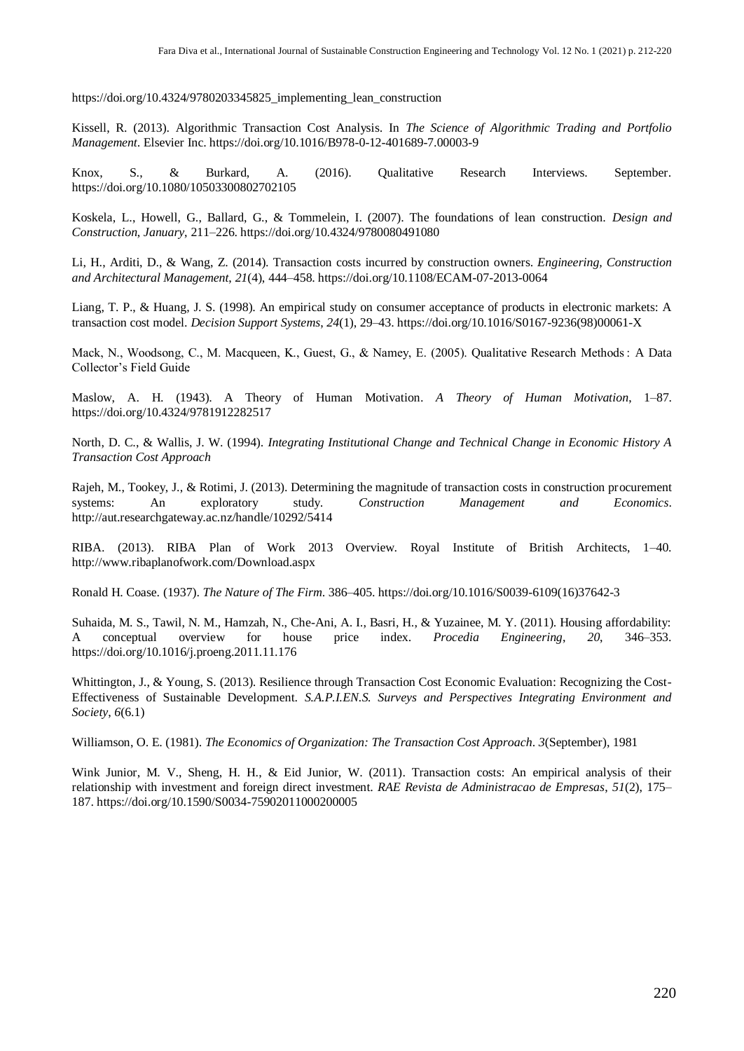https://doi.org/10.4324/9780203345825_implementing_lean_construction

Kissell, R. (2013). Algorithmic Transaction Cost Analysis. In *The Science of Algorithmic Trading and Portfolio Management*. Elsevier Inc. https://doi.org/10.1016/B978-0-12-401689-7.00003-9

Knox, S., & Burkard, A. (2016). Qualitative Research Interviews. September. https://doi.org/10.1080/10503300802702105

Koskela, L., Howell, G., Ballard, G., & Tommelein, I. (2007). The foundations of lean construction. *Design and Construction*, *January*, 211–226. https://doi.org/10.4324/9780080491080

Li, H., Arditi, D., & Wang, Z. (2014). Transaction costs incurred by construction owners. *Engineering, Construction and Architectural Management*, *21*(4), 444–458. https://doi.org/10.1108/ECAM-07-2013-0064

Liang, T. P., & Huang, J. S. (1998). An empirical study on consumer acceptance of products in electronic markets: A transaction cost model. *Decision Support Systems*, *24*(1), 29–43. https://doi.org/10.1016/S0167-9236(98)00061-X

Mack, N., Woodsong, C., M. Macqueen, K., Guest, G., & Namey, E. (2005). Qualitative Research Methods : A Data Collector's Field Guide

Maslow, A. H. (1943). A Theory of Human Motivation. *A Theory of Human Motivation*, 1–87. https://doi.org/10.4324/9781912282517

North, D. C., & Wallis, J. W. (1994). *Integrating Institutional Change and Technical Change in Economic History A Transaction Cost Approach*

Rajeh, M., Tookey, J., & Rotimi, J. (2013). Determining the magnitude of transaction costs in construction procurement systems: An exploratory study. *Construction Management and Economics*. http://aut.researchgateway.ac.nz/handle/10292/5414

RIBA. (2013). RIBA Plan of Work 2013 Overview. Royal Institute of British Architects, 1–40. http://www.ribaplanofwork.com/Download.aspx

Ronald H. Coase. (1937). *The Nature of The Firm*. 386–405. https://doi.org/10.1016/S0039-6109(16)37642-3

Suhaida, M. S., Tawil, N. M., Hamzah, N., Che-Ani, A. I., Basri, H., & Yuzainee, M. Y. (2011). Housing affordability: A conceptual overview for house price index. *Procedia Engineering*, *20*, 346–353. https://doi.org/10.1016/j.proeng.2011.11.176

Whittington, J., & Young, S. (2013). Resilience through Transaction Cost Economic Evaluation: Recognizing the Cost-Effectiveness of Sustainable Development. *S.A.P.I.EN.S. Surveys and Perspectives Integrating Environment and Society*, *6*(6.1)

Williamson, O. E. (1981). *The Economics of Organization: The Transaction Cost Approach*. *3*(September), 1981

Wink Junior, M. V., Sheng, H. H., & Eid Junior, W. (2011). Transaction costs: An empirical analysis of their relationship with investment and foreign direct investment. *RAE Revista de Administracao de Empresas*, *51*(2), 175–187. https://doi.org/10.1590/S0034-75902011000200005